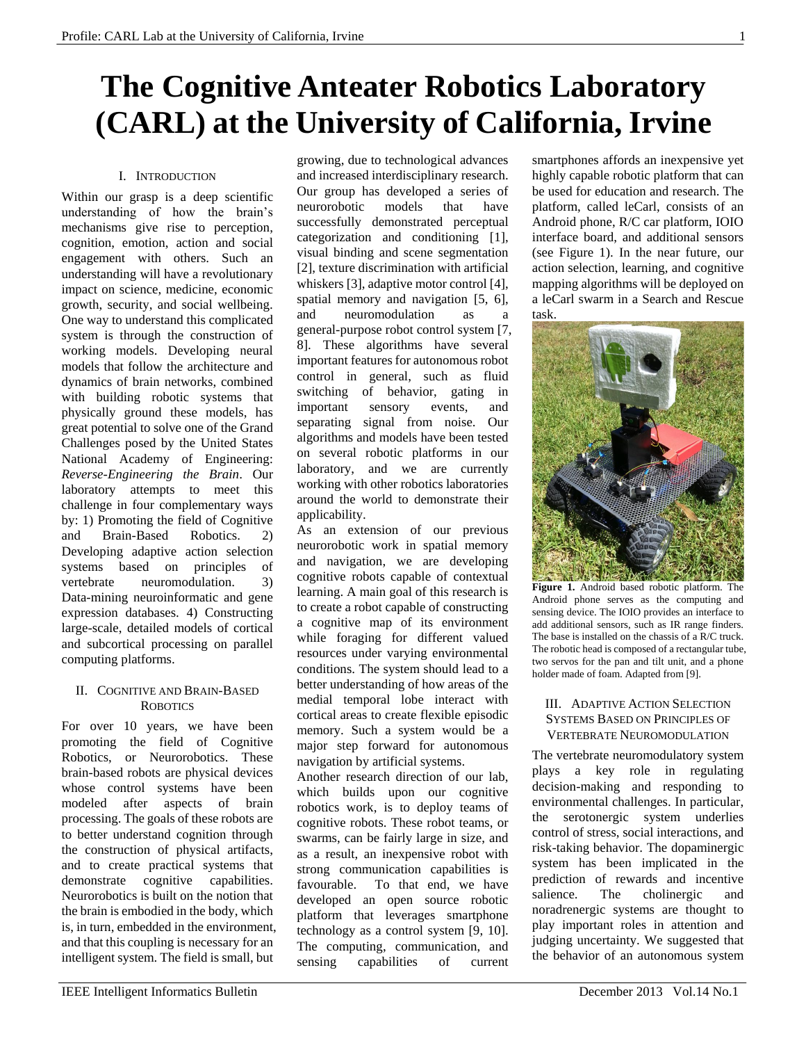# The Cognitive Anteater Robotics Laboratory (CARL) at the University of California, Irvine

## I. Introduction

Within our grasp is a deep scientific understanding of how the brain's mechanisms give rise to perception, cognition, emotion, action and social engagement with others. Such an understanding will have a revolutionary impact on science, medicine, economic growth, security, and social wellbeing. One way to understand this complicated system is through the construction of working models. Developing neural models that follow the architecture and dynamics of brain networks, combined with building robotic systems that physically ground these models, has great potential to solve one of the Grand Challenges posed by the United States National Academy of Engineering: *Reverse-Engineering the Brain*. Our laboratory attempts to meet this challenge in four complementary ways by: 1) Promoting the field of Cognitive and Brain-Based Robotics. 2) Developing adaptive action selection systems based on principles of vertebrate neuromodulation. 3) Data-mining neuroinformatic and gene expression databases. 4) Constructing large-scale, detailed models of cortical and subcortical processing on parallel computing platforms.

## II. Cognitive and Brain-Based Robotics

For over 10 years, we have been promoting the field of Cognitive Robotics, or Neurorobotics. These brain-based robots are physical devices whose control systems have been modeled after aspects of brain processing. The goals of these robots are to better understand cognition through the construction of physical artifacts, and to create practical systems that demonstrate cognitive capabilities. Neurorobotics is built on the notion that the brain is embodied in the body, which is, in turn, embedded in the environment, and that this coupling is necessary for an intelligent system. The field is small, but growing, due to technological advances and increased interdisciplinary research. Our group has developed a series of neurorobotic models that have successfully demonstrated perceptual categorization and conditioning [1], visual binding and scene segmentation [2], texture discrimination with artificial whiskers [3], adaptive motor control [4], spatial memory and navigation [5, 6], and neuromodulation as a general-purpose robot control system [7, 8]. These algorithms have several important features for autonomous robot control in general, such as fluid switching of behavior, gating in important sensory events, and separating signal from noise. Our algorithms and models have been tested on several robotic platforms in our laboratory, and we are currently working with other robotics laboratories around the world to demonstrate their applicability.

As an extension of our previous neurorobotic work in spatial memory and navigation, we are developing cognitive robots capable of contextual learning. A main goal of this research is to create a robot capable of constructing a cognitive map of its environment while foraging for different valued resources under varying environmental conditions. The system should lead to a better understanding of how areas of the medial temporal lobe interact with cortical areas to create flexible episodic memory. Such a system would be a major step forward for autonomous navigation by artificial systems.

Another research direction of our lab, which builds upon our cognitive robotics work, is to deploy teams of cognitive robots. These robot teams, or swarms, can be fairly large in size, and as a result, an inexpensive robot with strong communication capabilities is favourable. To that end, we have developed an open source robotic platform that leverages smartphone technology as a control system [9, 10]. The computing, communication, and sensing capabilities of current smartphones affords an inexpensive yet highly capable robotic platform that can be used for education and research. The platform, called leCarl, consists of an Android phone, R/C car platform, IOIO interface board, and additional sensors (see Figure 1). In the near future, our action selection, learning, and cognitive mapping algorithms will be deployed on a leCarl swarm in a Search and Rescue task.

**Figure 1.** Android based robotic platform. The Android phone serves as the computing and sensing device. The IOIO provides an interface to add additional sensors, such as IR range finders. The base is installed on the chassis of a R/C truck. The robotic head is composed of a rectangular tube, two servos for the pan and tilt unit, and a phone holder made of foam. Adapted from [9].

## III. Adaptive Action Selection Systems Based on Principles of Vertebrate Neuromodulation

The vertebrate neuromodulatory system plays a key role in regulating decision-making and responding to environmental challenges. In particular, the serotonergic system underlies control of stress, social interactions, and risk-taking behavior. The dopaminergic system has been implicated in the prediction of rewards and incentive salience. The cholinergic and noradrenergic systems are thought to play important roles in attention and judging uncertainty. We suggested that the behavior of an autonomous system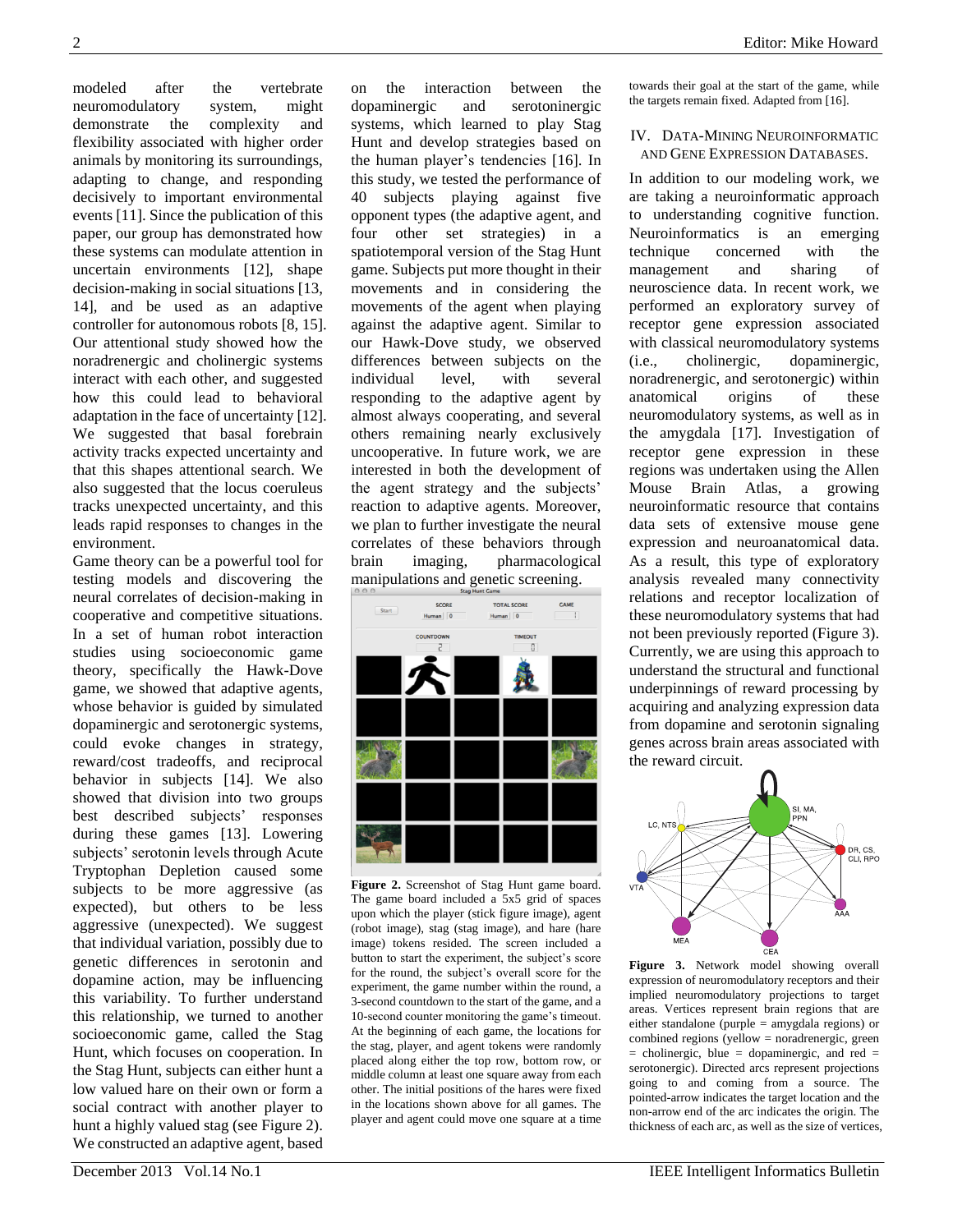modeled after the vertebrate neuromodulatory system, might demonstrate the complexity and flexibility associated with higher order animals by monitoring its surroundings, adapting to change, and responding decisively to important environmental events [11]. Since the publication of this paper, our group has demonstrated how these systems can modulate attention in uncertain environments [12], shape decision-making in social situations [13, 14], and be used as an adaptive controller for autonomous robots [8, 15]. Our attentional study showed how the noradrenergic and cholinergic systems interact with each other, and suggested how this could lead to behavioral adaptation in the face of uncertainty [12]. We suggested that basal forebrain activity tracks expected uncertainty and that this shapes attentional search. We also suggested that the locus coeruleus tracks unexpected uncertainty, and this leads rapid responses to changes in the environment.

Game theory can be a powerful tool for testing models and discovering the neural correlates of decision-making in cooperative and competitive situations. In a set of human robot interaction studies using socioeconomic game theory, specifically the Hawk-Dove game, we showed that adaptive agents, whose behavior is guided by simulated dopaminergic and serotonergic systems, could evoke changes in strategy, reward/cost tradeoffs, and reciprocal behavior in subjects [14]. We also showed that division into two groups best described subjects' responses during these games [13]. Lowering subjects' serotonin levels through Acute Tryptophan Depletion caused some subjects to be more aggressive (as expected), but others to be less aggressive (unexpected). We suggest that individual variation, possibly due to genetic differences in serotonin and dopamine action, may be influencing this variability. To further understand this relationship, we turned to another socioeconomic game, called the Stag Hunt, which focuses on cooperation. In the Stag Hunt, subjects can either hunt a low valued hare on their own or form a social contract with another player to hunt a highly valued stag (see Figure 2). We constructed an adaptive agent, based on the interaction between the dopaminergic and serotoninergic systems, which learned to play Stag Hunt and develop strategies based on the human player's tendencies [16]. In this study, we tested the performance of 40 subjects playing against five opponent types (the adaptive agent, and four other set strategies) in a spatiotemporal version of the Stag Hunt game. Subjects put more thought in their movements and in considering the movements of the agent when playing against the adaptive agent. Similar to our Hawk-Dove study, we observed differences between subjects on the individual level, with several responding to the adaptive agent by almost always cooperating, and several others remaining nearly exclusively uncooperative. In future work, we are interested in both the development of the agent strategy and the subjects' reaction to adaptive agents. Moreover, we plan to further investigate the neural correlates of these behaviors through brain imaging, pharmacological manipulations and genetic screening.

**Figure 2.** Screenshot of Stag Hunt game board. The game board included a 5x5 grid of spaces upon which the player (stick figure image), agent (robot image), stag (stag image), and hare (hare image) tokens resided. The screen included a button to start the experiment, the subject's score for the round, the subject's overall score for the experiment, the game number within the round, a 3-second countdown to the start of the game, and a 10-second counter monitoring the game's timeout. At the beginning of each game, the locations for the stag, player, and agent tokens were randomly placed along either the top row, bottom row, or middle column at least one square away from each other. The initial positions of the hares were fixed in the locations shown above for all games. The player and agent could move one square at a time towards their goal at the start of the game, while the targets remain fixed. Adapted from [16].

## IV. Data-Mining Neuroinformatic and Gene Expression Databases.

In addition to our modeling work, we are taking a neuroinformatic approach to understanding cognitive function. Neuroinformatics is an emerging technique concerned with the management and sharing of neuroscience data. In recent work, we performed an exploratory survey of receptor gene expression associated with classical neuromodulatory systems (i.e., cholinergic, dopaminergic, noradrenergic, and serotonergic) within anatomical origins of these neuromodulatory systems, as well as in the amygdala [17]. Investigation of receptor gene expression in these regions was undertaken using the Allen Mouse Brain Atlas, a growing neuroinformatic resource that contains data sets of extensive mouse gene expression and neuroanatomical data. As a result, this type of exploratory analysis revealed many connectivity relations and receptor localization of these neuromodulatory systems that had not been previously reported (Figure 3). Currently, we are using this approach to understand the structural and functional underpinnings of reward processing by acquiring and analyzing expression data from dopamine and serotonin signaling genes across brain areas associated with the reward circuit.

**Figure 3.** Network model showing overall expression of neuromodulatory receptors and their implied neuromodulatory projections to target areas. Vertices represent brain regions that are either standalone (purple = amygdala regions) or combined regions (yellow = noradrenergic, green = cholinergic, blue = dopaminergic, and red = serotonergic). Directed arcs represent projections going to and coming from a source. The pointed-arrow indicates the target location and the non-arrow end of the arc indicates the origin. The thickness of each arc, as well as the size of vertices,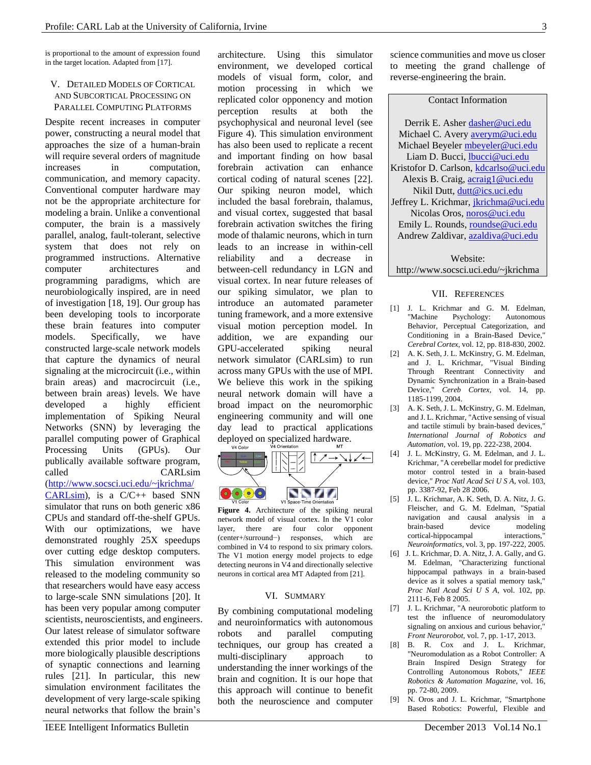is proportional to the amount of expression found in the target location. Adapted from [17].

## V. Detailed Models of Cortical and Subcortical Processing on Parallel Computing Platforms

Despite recent increases in computer power, constructing a neural model that approaches the size of a human-brain will require several orders of magnitude increases in computation, communication, and memory capacity. Conventional computer hardware may not be the appropriate architecture for modeling a brain. Unlike a conventional computer, the brain is a massively parallel, analog, fault-tolerant, selective system that does not rely on programmed instructions. Alternative computer architectures and programming paradigms, which are neurobiologically inspired, are in need of investigation [18, 19]. Our group has been developing tools to incorporate these brain features into computer models. Specifically, we have constructed large-scale network models that capture the dynamics of neural signaling at the microcircuit (i.e., within brain areas) and macrocircuit (i.e., between brain areas) levels. We have developed a highly efficient implementation of Spiking Neural Networks (SNN) by leveraging the parallel computing power of Graphical Processing Units (GPUs). Our publically available software program, called CARLsim (http://www.socsci.uci.edu/~jkrichma/CARLsim), is a C/C++ based SNN simulator that runs on both generic x86 CPUs and standard off-the-shelf GPUs. With our optimizations, we have demonstrated roughly 25X speedups over cutting edge desktop computers. This simulation environment was released to the modeling community so that researchers would have easy access to large-scale SNN simulations [20]. It has been very popular among computer scientists, neuroscientists, and engineers. Our latest release of simulator software extended this prior model to include more biologically plausible descriptions of synaptic connections and learning rules [21]. In particular, this new simulation environment facilitates the development of very large-scale spiking neural networks that follow the brain's architecture. Using this simulator environment, we developed cortical models of visual form, color, and motion processing in which we replicated color opponency and motion perception results at both the psychophysical and neuronal level (see Figure 4). This simulation environment has also been used to replicate a recent and important finding on how basal forebrain activation can enhance cortical coding of natural scenes [22]. Our spiking neuron model, which included the basal forebrain, thalamus, and visual cortex, suggested that basal forebrain activation switches the firing mode of thalamic neurons, which in turn leads to an increase in within-cell reliability and a decrease in between-cell redundancy in LGN and visual cortex. In near future releases of our spiking simulator, we plan to introduce an automated parameter tuning framework, and a more extensive visual motion perception model. In addition, we are expanding our GPU-accelerated spiking neural network simulator (CARLsim) to run across many GPUs with the use of MPI. We believe this work in the spiking neural network domain will have a broad impact on the neuromorphic engineering community and will one day lead to practical applications deployed on specialized hardware.

**Figure 4.** Architecture of the spiking neural network model of visual cortex. In the V1 color layer, there are four color opponent (center+/surround−) responses, which are combined in V4 to respond to six primary colors. The V1 motion energy model projects to edge detecting neurons in V4 and directionally selective neurons in cortical area MT Adapted from [21].

## VI. Summary

By combining computational modeling and neuroinformatics with autonomous robots and parallel computing techniques, our group has created a multi-disciplinary approach to understanding the inner workings of the brain and cognition. It is our hope that this approach will continue to benefit both the neuroscience and computer science communities and move us closer to meeting the grand challenge of reverse-engineering the brain.

**Contact Information**

Derrik E. Asher dasher@uci.edu
Michael C. Avery averym@uci.edu
Michael Beyeler mbeyeler@uci.edu
Liam D. Bucci, lbucci@uci.edu
Kristofor D. Carlson, kdcarlso@uci.edu
Alexis B. Craig, acraig1@uci.edu
Nikil Dutt, dutt@ics.uci.edu
Jeffrey L. Krichmar, jkrichma@uci.edu
Nicolas Oros, noros@uci.edu
Emily L. Rounds, roundse@uci.edu
Andrew Zaldivar, azaldiva@uci.edu

Website:
http://www.socsci.uci.edu/~jkrichma

## VII. References

[1] J. L. Krichmar and G. M. Edelman, "Machine Psychology: Autonomous Behavior, Perceptual Categorization, and Conditioning in a Brain-Based Device," *Cerebral Cortex*, vol. 12, pp. 818-830, 2002.

[2] A. K. Seth, J. L. McKinstry, G. M. Edelman, and J. L. Krichmar, "Visual Binding Through Reentrant Connectivity and Dynamic Synchronization in a Brain-based Device," *Cereb Cortex*, vol. 14, pp. 1185-1199, 2004.

[3] A. K. Seth, J. L. McKinstry, G. M. Edelman, and J. L. Krichmar, "Active sensing of visual and tactile stimuli by brain-based devices," *International Journal of Robotics and Automation*, vol. 19, pp. 222-238, 2004.

[4] J. L. McKinstry, G. M. Edelman, and J. L. Krichmar, "A cerebellar model for predictive motor control tested in a brain-based device," *Proc Natl Acad Sci U S A*, vol. 103, pp. 3387-92, Feb 28 2006.

[5] J. L. Krichmar, A. K. Seth, D. A. Nitz, J. G. Fleischer, and G. M. Edelman, "Spatial navigation and causal analysis in a brain-based device modeling cortical-hippocampal interactions," *Neuroinformatics*, vol. 3, pp. 197-222, 2005.

[6] J. L. Krichmar, D. A. Nitz, J. A. Gally, and G. M. Edelman, "Characterizing functional hippocampal pathways in a brain-based device as it solves a spatial memory task," *Proc Natl Acad Sci U S A*, vol. 102, pp. 2111-6, Feb 8 2005.

[7] J. L. Krichmar, "A neurorobotic platform to test the influence of neuromodulatory signaling on anxious and curious behavior," *Front Neurorobot*, vol. 7, pp. 1-17, 2013.

[8] B. R. Cox and J. L. Krichmar, "Neuromodulation as a Robot Controller: A Brain Inspired Design Strategy for Controlling Autonomous Robots," *IEEE Robotics & Automation Magazine*, vol. 16, pp. 72-80, 2009.

[9] N. Oros and J. L. Krichmar, "Smartphone Based Robotics: Powerful, Flexible and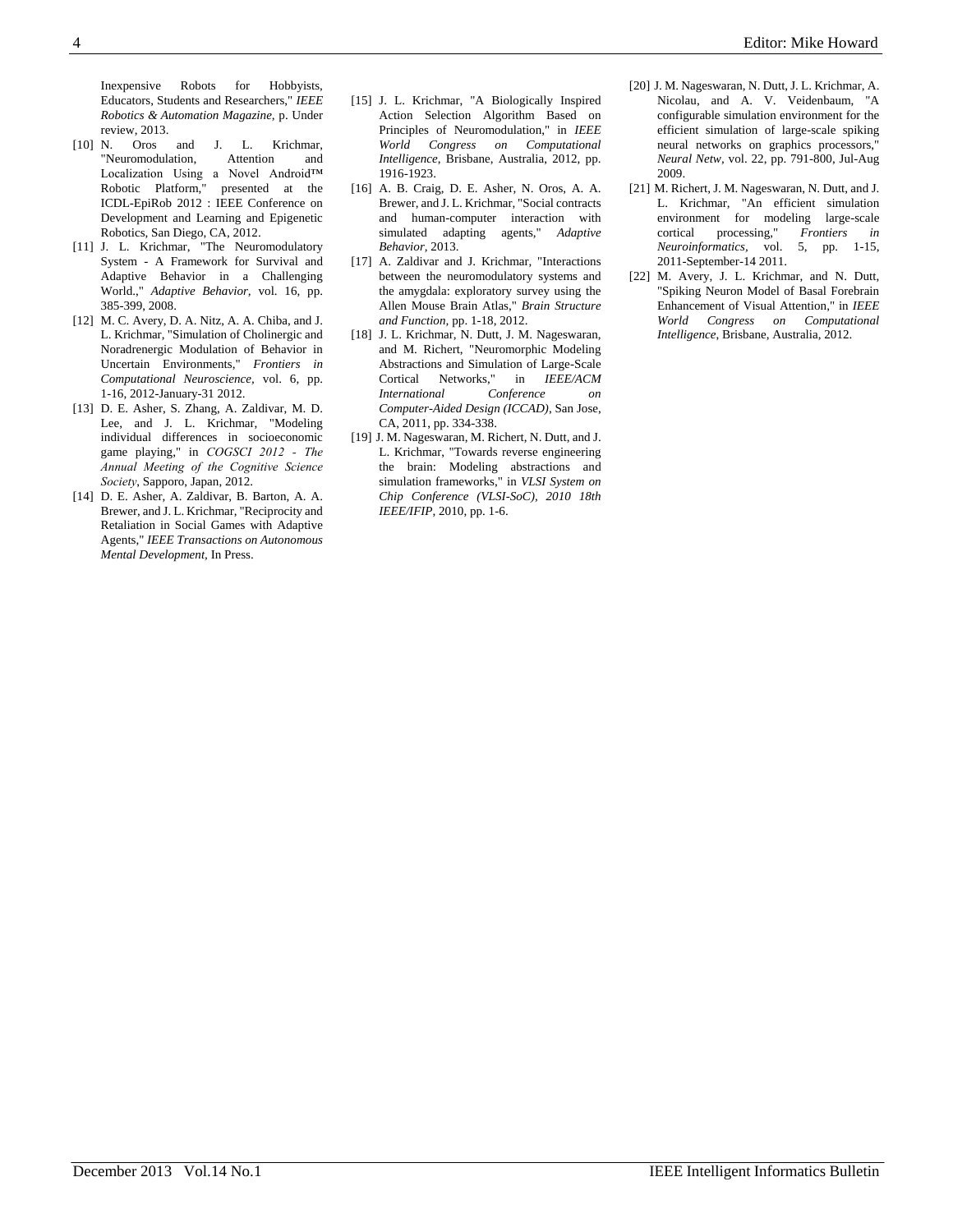Inexpensive Robots for Hobbyists, Educators, Students and Researchers," *IEEE Robotics & Automation Magazine*, p. Under review, 2013.

[10] N. Oros and J. L. Krichmar, "Neuromodulation, Attention and Localization Using a Novel Android™ Robotic Platform," presented at the ICDL-EpiRob 2012 : IEEE Conference on Development and Learning and Epigenetic Robotics, San Diego, CA, 2012.

[11] J. L. Krichmar, "The Neuromodulatory System - A Framework for Survival and Adaptive Behavior in a Challenging World.," *Adaptive Behavior*, vol. 16, pp. 385-399, 2008.

[12] M. C. Avery, D. A. Nitz, A. A. Chiba, and J. L. Krichmar, "Simulation of Cholinergic and Noradrenergic Modulation of Behavior in Uncertain Environments," *Frontiers in Computational Neuroscience*, vol. 6, pp. 1-16, 2012-January-31 2012.

[13] D. E. Asher, S. Zhang, A. Zaldivar, M. D. Lee, and J. L. Krichmar, "Modeling individual differences in socioeconomic game playing," in *COGSCI 2012 - The Annual Meeting of the Cognitive Science Society*, Sapporo, Japan, 2012.

[14] D. E. Asher, A. Zaldivar, B. Barton, A. A. Brewer, and J. L. Krichmar, "Reciprocity and Retaliation in Social Games with Adaptive Agents," *IEEE Transactions on Autonomous Mental Development*, In Press.

[15] J. L. Krichmar, "A Biologically Inspired Action Selection Algorithm Based on Principles of Neuromodulation," in *IEEE World Congress on Computational Intelligence*, Brisbane, Australia, 2012, pp. 1916-1923.

[16] A. B. Craig, D. E. Asher, N. Oros, A. A. Brewer, and J. L. Krichmar, "Social contracts and human-computer interaction with simulated adapting agents," *Adaptive Behavior*, 2013.

[17] A. Zaldivar and J. Krichmar, "Interactions between the neuromodulatory systems and the amygdala: exploratory survey using the Allen Mouse Brain Atlas," *Brain Structure and Function*, pp. 1-18, 2012.

[18] J. L. Krichmar, N. Dutt, J. M. Nageswaran, and M. Richert, "Neuromorphic Modeling Abstractions and Simulation of Large-Scale Cortical Networks," in *IEEE/ACM International Conference on Computer-Aided Design (ICCAD)*, San Jose, CA, 2011, pp. 334-338.

[19] J. M. Nageswaran, M. Richert, N. Dutt, and J. L. Krichmar, "Towards reverse engineering the brain: Modeling abstractions and simulation frameworks," in *VLSI System on Chip Conference (VLSI-SoC), 2010 18th IEEE/IFIP*, 2010, pp. 1-6.

[20] J. M. Nageswaran, N. Dutt, J. L. Krichmar, A. Nicolau, and A. V. Veidenbaum, "A configurable simulation environment for the efficient simulation of large-scale spiking neural networks on graphics processors," *Neural Netw*, vol. 22, pp. 791-800, Jul-Aug 2009.

[21] M. Richert, J. M. Nageswaran, N. Dutt, and J. L. Krichmar, "An efficient simulation environment for modeling large-scale cortical processing," *Frontiers in Neuroinformatics*, vol. 5, pp. 1-15, 2011-September-14 2011.

[22] M. Avery, J. L. Krichmar, and N. Dutt, "Spiking Neuron Model of Basal Forebrain Enhancement of Visual Attention," in *IEEE World Congress on Computational Intelligence*, Brisbane, Australia, 2012.